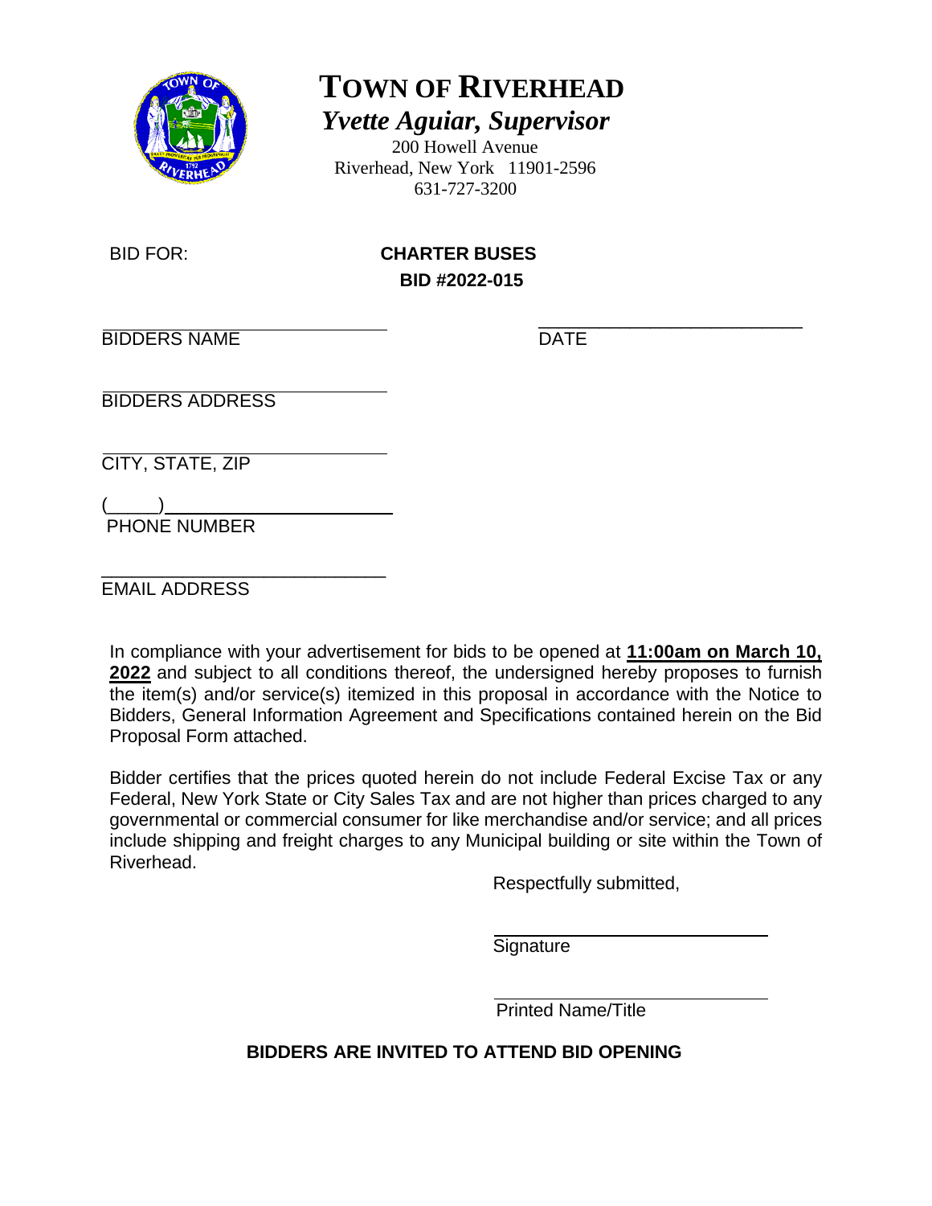# TOWN OF RIVERHEAD

***Yvette Aguiar, Supervisor***

200 Howell Avenue
Riverhead, New York 11901-2596
631-727-3200

BID FOR: **CHARTER BUSES**

**BID #2022-015**

______________________________ BIDDERS NAME

______________________________ DATE

______________________________ BIDDERS ADDRESS

______________________________ CITY, STATE, ZIP

(_____)______________________ PHONE NUMBER

______________________________ EMAIL ADDRESS

In compliance with your advertisement for bids to be opened at **11:00am on March 10, 2022** and subject to all conditions thereof, the undersigned hereby proposes to furnish the item(s) and/or service(s) itemized in this proposal in accordance with the Notice to Bidders, General Information Agreement and Specifications contained herein on the Bid Proposal Form attached.

Bidder certifies that the prices quoted herein do not include Federal Excise Tax or any Federal, New York State or City Sales Tax and are not higher than prices charged to any governmental or commercial consumer for like merchandise and/or service; and all prices include shipping and freight charges to any Municipal building or site within the Town of Riverhead.

Respectfully submitted,

______________________________ Signature

______________________________ Printed Name/Title

**BIDDERS ARE INVITED TO ATTEND BID OPENING**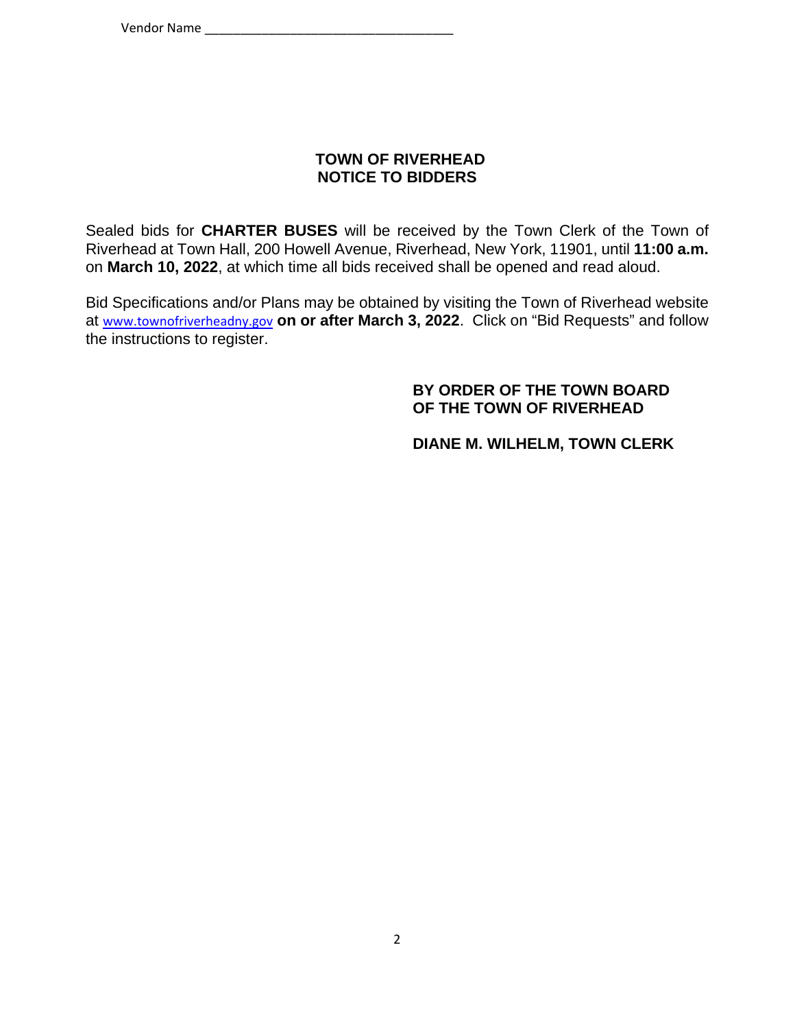Vendor Name ___________________________________

**TOWN OF RIVERHEAD**
**NOTICE TO BIDDERS**

Sealed bids for **CHARTER BUSES** will be received by the Town Clerk of the Town of Riverhead at Town Hall, 200 Howell Avenue, Riverhead, New York, 11901, until **11:00 a.m.** on **March 10, 2022**, at which time all bids received shall be opened and read aloud.

Bid Specifications and/or Plans may be obtained by visiting the Town of Riverhead website at www.townofriverheadny.gov **on or after March 3, 2022**. Click on "Bid Requests" and follow the instructions to register.

**BY ORDER OF THE TOWN BOARD**
**OF THE TOWN OF RIVERHEAD**

**DIANE M. WILHELM, TOWN CLERK**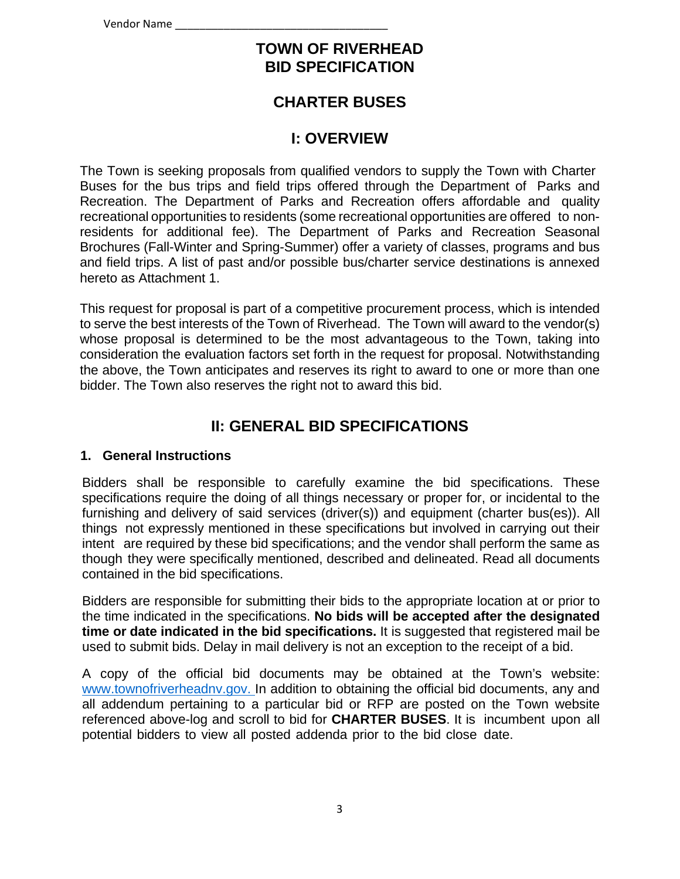Vendor Name ___________________________________

# TOWN OF RIVERHEAD
# BID SPECIFICATION

## CHARTER BUSES

## I: OVERVIEW

The Town is seeking proposals from qualified vendors to supply the Town with Charter Buses for the bus trips and field trips offered through the Department of Parks and Recreation. The Department of Parks and Recreation offers affordable and quality recreational opportunities to residents (some recreational opportunities are offered to non-residents for additional fee). The Department of Parks and Recreation Seasonal Brochures (Fall-Winter and Spring-Summer) offer a variety of classes, programs and bus and field trips. A list of past and/or possible bus/charter service destinations is annexed hereto as Attachment 1.

This request for proposal is part of a competitive procurement process, which is intended to serve the best interests of the Town of Riverhead. The Town will award to the vendor(s) whose proposal is determined to be the most advantageous to the Town, taking into consideration the evaluation factors set forth in the request for proposal. Notwithstanding the above, the Town anticipates and reserves its right to award to one or more than one bidder. The Town also reserves the right not to award this bid.

## II: GENERAL BID SPECIFICATIONS

### 1. General Instructions

Bidders shall be responsible to carefully examine the bid specifications. These specifications require the doing of all things necessary or proper for, or incidental to the furnishing and delivery of said services (driver(s)) and equipment (charter bus(es)). All things not expressly mentioned in these specifications but involved in carrying out their intent are required by these bid specifications; and the vendor shall perform the same as though they were specifically mentioned, described and delineated. Read all documents contained in the bid specifications.

Bidders are responsible for submitting their bids to the appropriate location at or prior to the time indicated in the specifications. **No bids will be accepted after the designated time or date indicated in the bid specifications.** It is suggested that registered mail be used to submit bids. Delay in mail delivery is not an exception to the receipt of a bid.

A copy of the official bid documents may be obtained at the Town's website: www.townofriverheadnv.gov. In addition to obtaining the official bid documents, any and all addendum pertaining to a particular bid or RFP are posted on the Town website referenced above-log and scroll to bid for **CHARTER BUSES**. It is incumbent upon all potential bidders to view all posted addenda prior to the bid close date.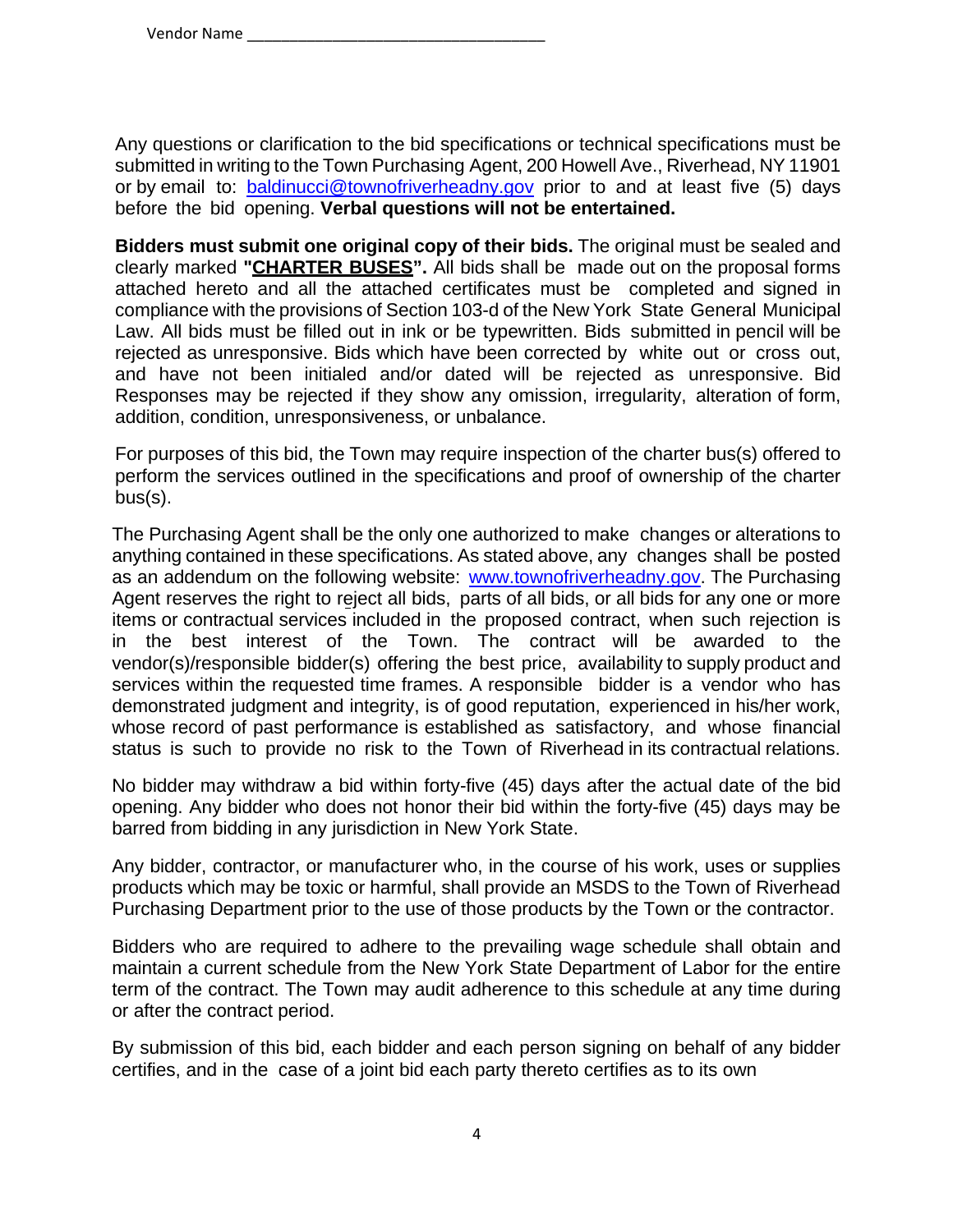Vendor Name ___________________________________

Any questions or clarification to the bid specifications or technical specifications must be submitted in writing to the Town Purchasing Agent, 200 Howell Ave., Riverhead, NY 11901 or by email to: [baldinucci@townofriverheadny.gov](mailto:baldinucci@townofriverheadny.gov) prior to and at least five (5) days before the bid opening. **Verbal questions will not be entertained.**

**Bidders must submit one original copy of their bids.** The original must be sealed and clearly marked **"<u>CHARTER BUSES</u>".** All bids shall be made out on the proposal forms attached hereto and all the attached certificates must be completed and signed in compliance with the provisions of Section 103-d of the New York State General Municipal Law. All bids must be filled out in ink or be typewritten. Bids submitted in pencil will be rejected as unresponsive. Bids which have been corrected by white out or cross out, and have not been initialed and/or dated will be rejected as unresponsive. Bid Responses may be rejected if they show any omission, irregularity, alteration of form, addition, condition, unresponsiveness, or unbalance.

For purposes of this bid, the Town may require inspection of the charter bus(s) offered to perform the services outlined in the specifications and proof of ownership of the charter bus(s).

The Purchasing Agent shall be the only one authorized to make changes or alterations to anything contained in these specifications. As stated above, any changes shall be posted as an addendum on the following website: [www.townofriverheadny.gov](http://www.townofriverheadny.gov). The Purchasing Agent reserves the right to reject all bids, parts of all bids, or all bids for any one or more items or contractual services included in the proposed contract, when such rejection is in the best interest of the Town. The contract will be awarded to the vendor(s)/responsible bidder(s) offering the best price, availability to supply product and services within the requested time frames. A responsible bidder is a vendor who has demonstrated judgment and integrity, is of good reputation, experienced in his/her work, whose record of past performance is established as satisfactory, and whose financial status is such to provide no risk to the Town of Riverhead in its contractual relations.

No bidder may withdraw a bid within forty-five (45) days after the actual date of the bid opening. Any bidder who does not honor their bid within the forty-five (45) days may be barred from bidding in any jurisdiction in New York State.

Any bidder, contractor, or manufacturer who, in the course of his work, uses or supplies products which may be toxic or harmful, shall provide an MSDS to the Town of Riverhead Purchasing Department prior to the use of those products by the Town or the contractor.

Bidders who are required to adhere to the prevailing wage schedule shall obtain and maintain a current schedule from the New York State Department of Labor for the entire term of the contract. The Town may audit adherence to this schedule at any time during or after the contract period.

By submission of this bid, each bidder and each person signing on behalf of any bidder certifies, and in the case of a joint bid each party thereto certifies as to its own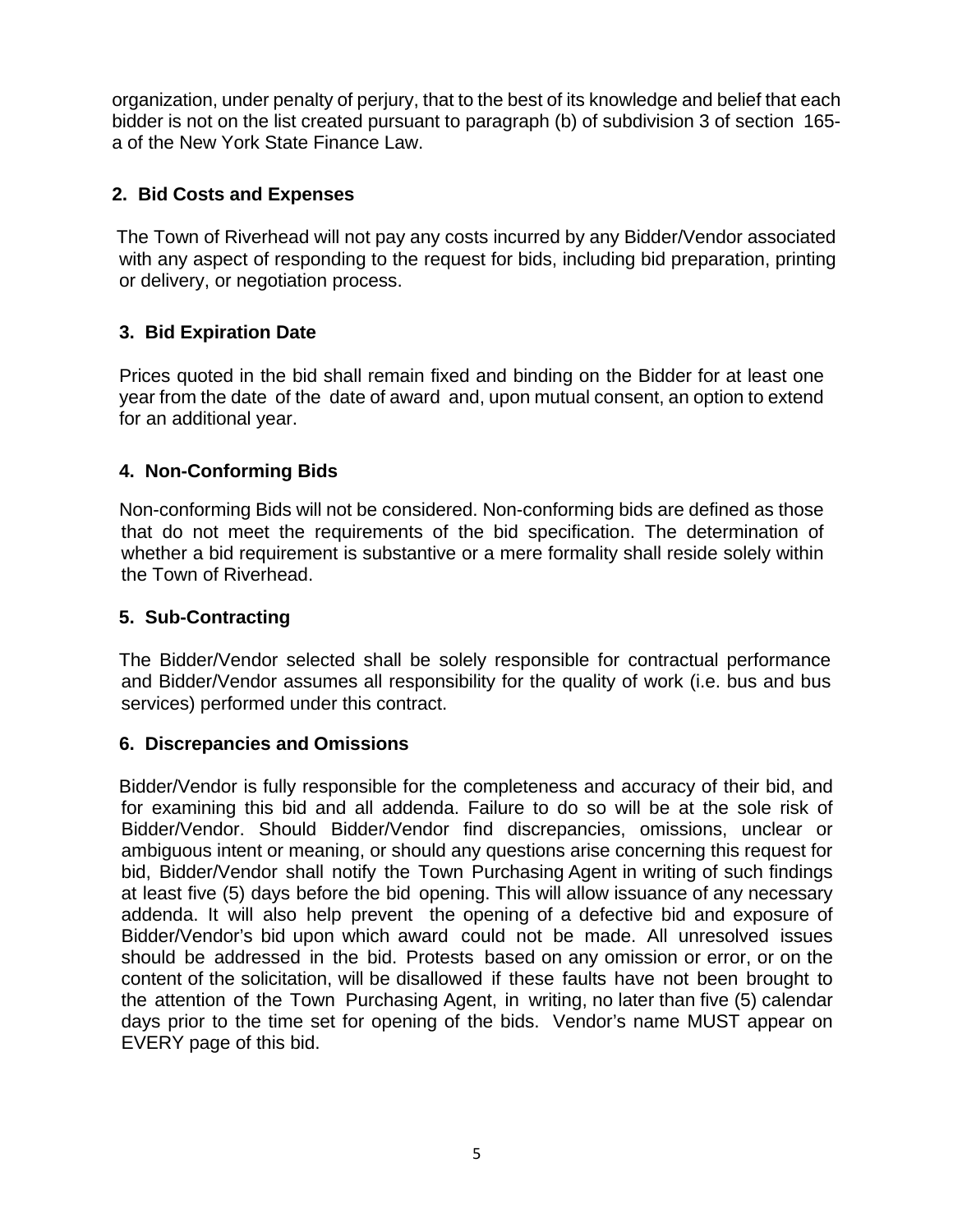organization, under penalty of perjury, that to the best of its knowledge and belief that each bidder is not on the list created pursuant to paragraph (b) of subdivision 3 of section 165-a of the New York State Finance Law.

## 2. Bid Costs and Expenses

The Town of Riverhead will not pay any costs incurred by any Bidder/Vendor associated with any aspect of responding to the request for bids, including bid preparation, printing or delivery, or negotiation process.

## 3. Bid Expiration Date

Prices quoted in the bid shall remain fixed and binding on the Bidder for at least one year from the date of the date of award and, upon mutual consent, an option to extend for an additional year.

## 4. Non-Conforming Bids

Non-conforming Bids will not be considered. Non-conforming bids are defined as those that do not meet the requirements of the bid specification. The determination of whether a bid requirement is substantive or a mere formality shall reside solely within the Town of Riverhead.

## 5. Sub-Contracting

The Bidder/Vendor selected shall be solely responsible for contractual performance and Bidder/Vendor assumes all responsibility for the quality of work (i.e. bus and bus services) performed under this contract.

## 6. Discrepancies and Omissions

Bidder/Vendor is fully responsible for the completeness and accuracy of their bid, and for examining this bid and all addenda. Failure to do so will be at the sole risk of Bidder/Vendor. Should Bidder/Vendor find discrepancies, omissions, unclear or ambiguous intent or meaning, or should any questions arise concerning this request for bid, Bidder/Vendor shall notify the Town Purchasing Agent in writing of such findings at least five (5) days before the bid opening. This will allow issuance of any necessary addenda. It will also help prevent the opening of a defective bid and exposure of Bidder/Vendor's bid upon which award could not be made. All unresolved issues should be addressed in the bid. Protests based on any omission or error, or on the content of the solicitation, will be disallowed if these faults have not been brought to the attention of the Town Purchasing Agent, in writing, no later than five (5) calendar days prior to the time set for opening of the bids. Vendor's name MUST appear on EVERY page of this bid.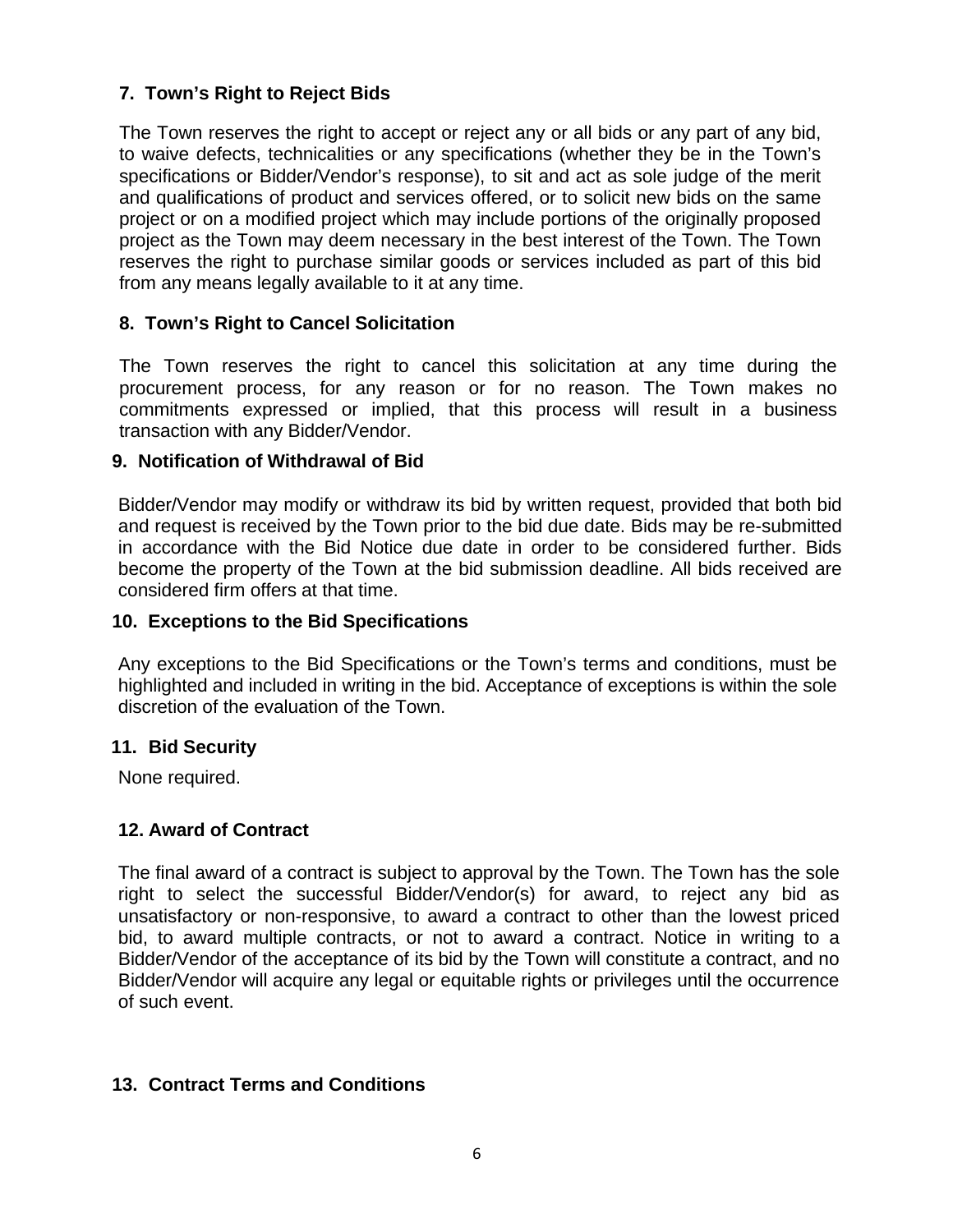### 7. Town's Right to Reject Bids

The Town reserves the right to accept or reject any or all bids or any part of any bid, to waive defects, technicalities or any specifications (whether they be in the Town's specifications or Bidder/Vendor's response), to sit and act as sole judge of the merit and qualifications of product and services offered, or to solicit new bids on the same project or on a modified project which may include portions of the originally proposed project as the Town may deem necessary in the best interest of the Town. The Town reserves the right to purchase similar goods or services included as part of this bid from any means legally available to it at any time.

### 8. Town's Right to Cancel Solicitation

The Town reserves the right to cancel this solicitation at any time during the procurement process, for any reason or for no reason. The Town makes no commitments expressed or implied, that this process will result in a business transaction with any Bidder/Vendor.

### 9. Notification of Withdrawal of Bid

Bidder/Vendor may modify or withdraw its bid by written request, provided that both bid and request is received by the Town prior to the bid due date. Bids may be re-submitted in accordance with the Bid Notice due date in order to be considered further. Bids become the property of the Town at the bid submission deadline. All bids received are considered firm offers at that time.

### 10. Exceptions to the Bid Specifications

Any exceptions to the Bid Specifications or the Town's terms and conditions, must be highlighted and included in writing in the bid. Acceptance of exceptions is within the sole discretion of the evaluation of the Town.

### 11. Bid Security

None required.

### 12. Award of Contract

The final award of a contract is subject to approval by the Town. The Town has the sole right to select the successful Bidder/Vendor(s) for award, to reject any bid as unsatisfactory or non-responsive, to award a contract to other than the lowest priced bid, to award multiple contracts, or not to award a contract. Notice in writing to a Bidder/Vendor of the acceptance of its bid by the Town will constitute a contract, and no Bidder/Vendor will acquire any legal or equitable rights or privileges until the occurrence of such event.

### 13. Contract Terms and Conditions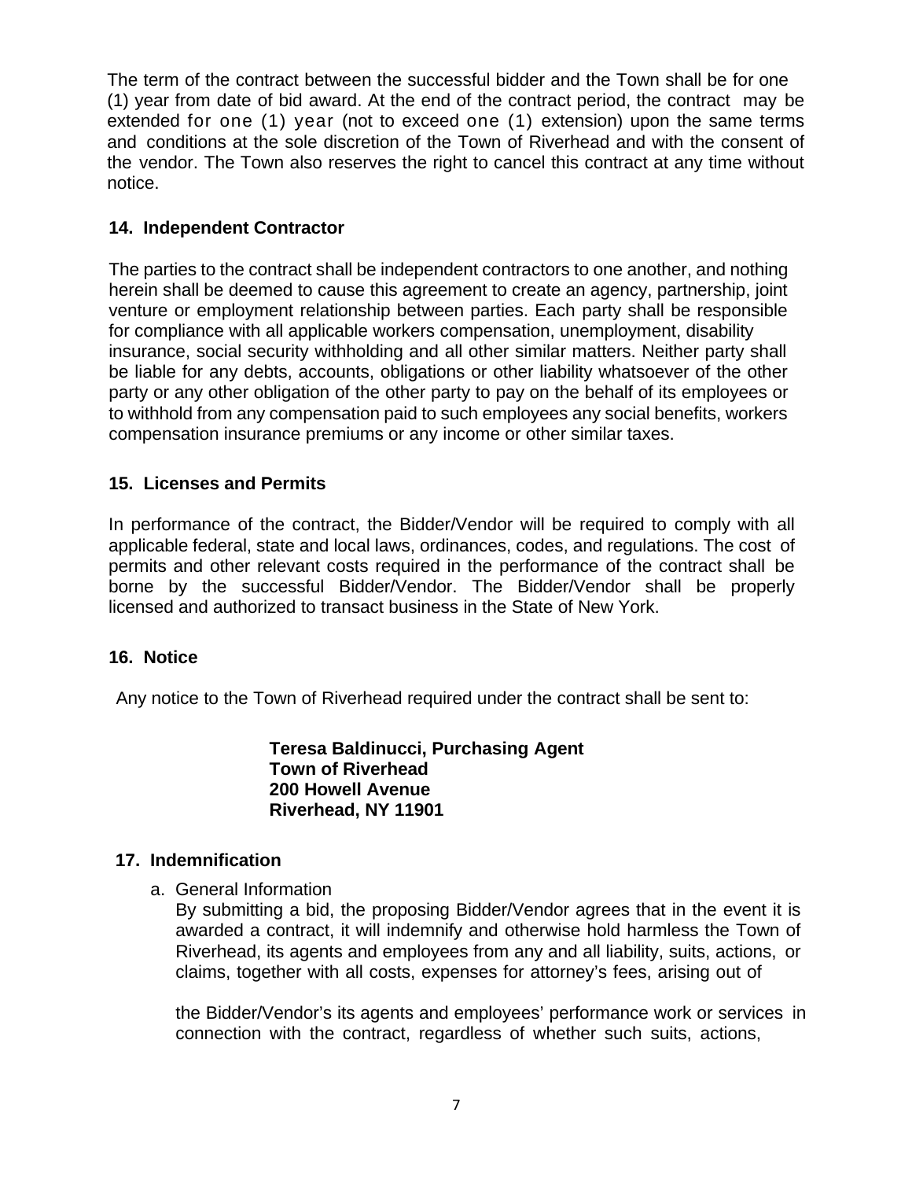The term of the contract between the successful bidder and the Town shall be for one (1) year from date of bid award. At the end of the contract period, the contract may be extended for one (1) year (not to exceed one (1) extension) upon the same terms and conditions at the sole discretion of the Town of Riverhead and with the consent of the vendor. The Town also reserves the right to cancel this contract at any time without notice.

## 14. Independent Contractor

The parties to the contract shall be independent contractors to one another, and nothing herein shall be deemed to cause this agreement to create an agency, partnership, joint venture or employment relationship between parties. Each party shall be responsible for compliance with all applicable workers compensation, unemployment, disability insurance, social security withholding and all other similar matters. Neither party shall be liable for any debts, accounts, obligations or other liability whatsoever of the other party or any other obligation of the other party to pay on the behalf of its employees or to withhold from any compensation paid to such employees any social benefits, workers compensation insurance premiums or any income or other similar taxes.

## 15. Licenses and Permits

In performance of the contract, the Bidder/Vendor will be required to comply with all applicable federal, state and local laws, ordinances, codes, and regulations. The cost of permits and other relevant costs required in the performance of the contract shall be borne by the successful Bidder/Vendor. The Bidder/Vendor shall be properly licensed and authorized to transact business in the State of New York.

## 16. Notice

Any notice to the Town of Riverhead required under the contract shall be sent to:

**Teresa Baldinucci, Purchasing Agent**
**Town of Riverhead**
**200 Howell Avenue**
**Riverhead, NY 11901**

## 17. Indemnification

a. General Information
   By submitting a bid, the proposing Bidder/Vendor agrees that in the event it is awarded a contract, it will indemnify and otherwise hold harmless the Town of Riverhead, its agents and employees from any and all liability, suits, actions, or claims, together with all costs, expenses for attorney's fees, arising out of

   the Bidder/Vendor's its agents and employees' performance work or services in connection with the contract, regardless of whether such suits, actions,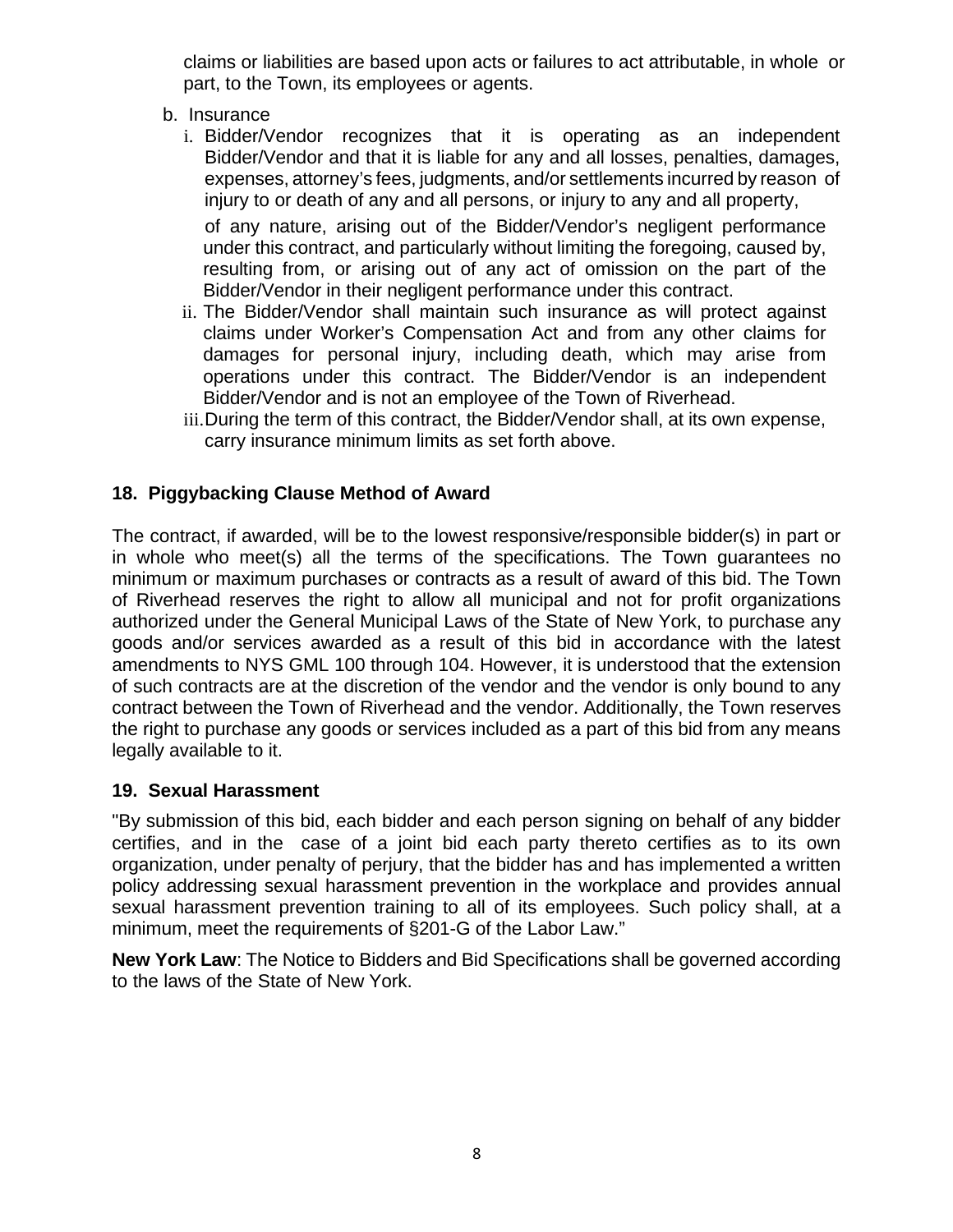claims or liabilities are based upon acts or failures to act attributable, in whole or part, to the Town, its employees or agents.

b. Insurance

   i. Bidder/Vendor recognizes that it is operating as an independent Bidder/Vendor and that it is liable for any and all losses, penalties, damages, expenses, attorney's fees, judgments, and/or settlements incurred by reason of injury to or death of any and all persons, or injury to any and all property, of any nature, arising out of the Bidder/Vendor's negligent performance under this contract, and particularly without limiting the foregoing, caused by, resulting from, or arising out of any act of omission on the part of the Bidder/Vendor in their negligent performance under this contract.

   ii. The Bidder/Vendor shall maintain such insurance as will protect against claims under Worker's Compensation Act and from any other claims for damages for personal injury, including death, which may arise from operations under this contract. The Bidder/Vendor is an independent Bidder/Vendor and is not an employee of the Town of Riverhead.

   iii. During the term of this contract, the Bidder/Vendor shall, at its own expense, carry insurance minimum limits as set forth above.

### 18. Piggybacking Clause Method of Award

The contract, if awarded, will be to the lowest responsive/responsible bidder(s) in part or in whole who meet(s) all the terms of the specifications. The Town guarantees no minimum or maximum purchases or contracts as a result of award of this bid. The Town of Riverhead reserves the right to allow all municipal and not for profit organizations authorized under the General Municipal Laws of the State of New York, to purchase any goods and/or services awarded as a result of this bid in accordance with the latest amendments to NYS GML 100 through 104. However, it is understood that the extension of such contracts are at the discretion of the vendor and the vendor is only bound to any contract between the Town of Riverhead and the vendor. Additionally, the Town reserves the right to purchase any goods or services included as a part of this bid from any means legally available to it.

### 19. Sexual Harassment

"By submission of this bid, each bidder and each person signing on behalf of any bidder certifies, and in the case of a joint bid each party thereto certifies as to its own organization, under penalty of perjury, that the bidder has and has implemented a written policy addressing sexual harassment prevention in the workplace and provides annual sexual harassment prevention training to all of its employees. Such policy shall, at a minimum, meet the requirements of §201-G of the Labor Law."

**New York Law**: The Notice to Bidders and Bid Specifications shall be governed according to the laws of the State of New York.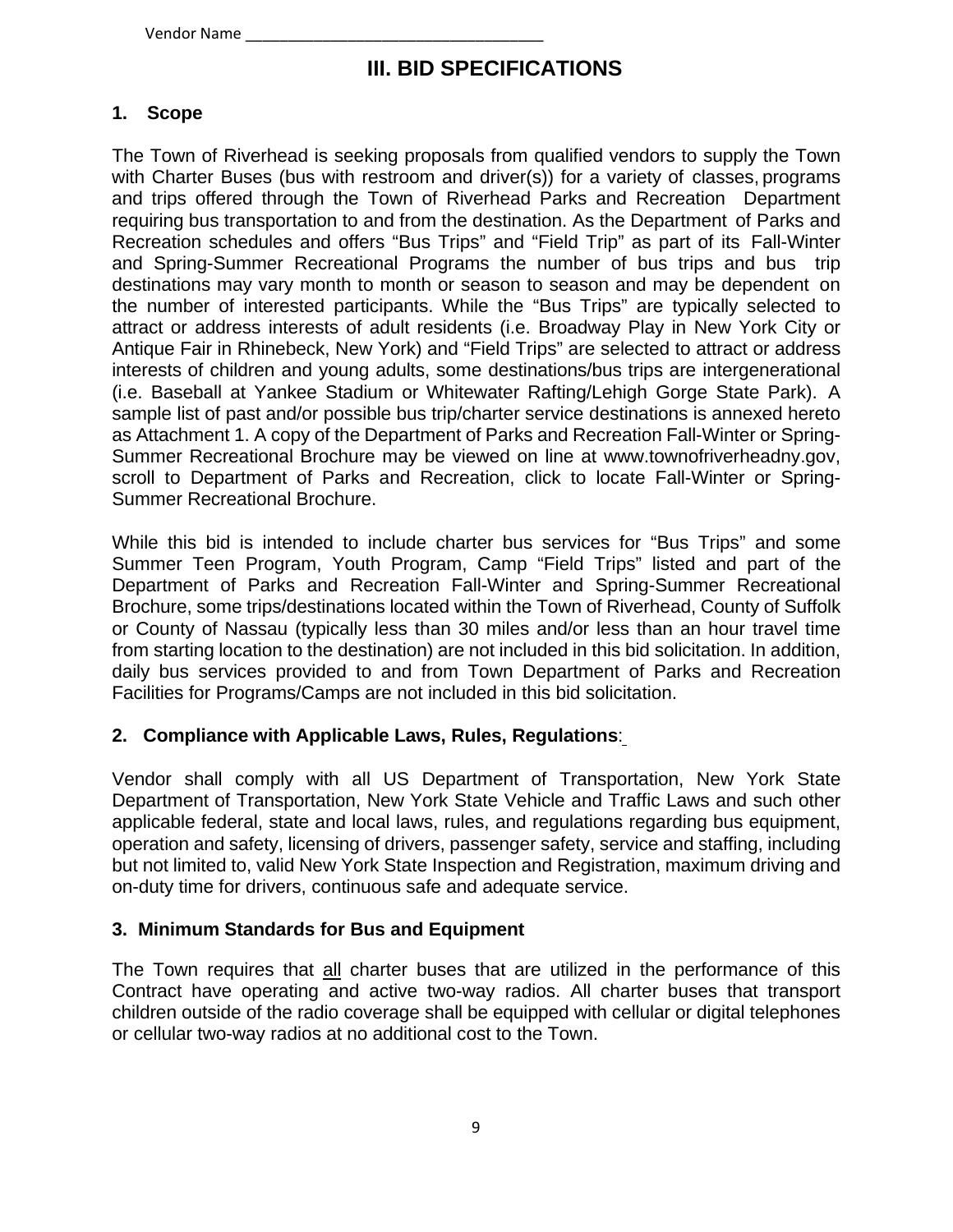Vendor Name ___________________________________

# III. BID SPECIFICATIONS

## 1. Scope

The Town of Riverhead is seeking proposals from qualified vendors to supply the Town with Charter Buses (bus with restroom and driver(s)) for a variety of classes, programs and trips offered through the Town of Riverhead Parks and Recreation Department requiring bus transportation to and from the destination. As the Department of Parks and Recreation schedules and offers "Bus Trips" and "Field Trip" as part of its Fall-Winter and Spring-Summer Recreational Programs the number of bus trips and bus trip destinations may vary month to month or season to season and may be dependent on the number of interested participants. While the "Bus Trips" are typically selected to attract or address interests of adult residents (i.e. Broadway Play in New York City or Antique Fair in Rhinebeck, New York) and "Field Trips" are selected to attract or address interests of children and young adults, some destinations/bus trips are intergenerational (i.e. Baseball at Yankee Stadium or Whitewater Rafting/Lehigh Gorge State Park). A sample list of past and/or possible bus trip/charter service destinations is annexed hereto as Attachment 1. A copy of the Department of Parks and Recreation Fall-Winter or Spring-Summer Recreational Brochure may be viewed on line at www.townofriverheadny.gov, scroll to Department of Parks and Recreation, click to locate Fall-Winter or Spring-Summer Recreational Brochure.

While this bid is intended to include charter bus services for "Bus Trips" and some Summer Teen Program, Youth Program, Camp "Field Trips" listed and part of the Department of Parks and Recreation Fall-Winter and Spring-Summer Recreational Brochure, some trips/destinations located within the Town of Riverhead, County of Suffolk or County of Nassau (typically less than 30 miles and/or less than an hour travel time from starting location to the destination) are not included in this bid solicitation. In addition, daily bus services provided to and from Town Department of Parks and Recreation Facilities for Programs/Camps are not included in this bid solicitation.

## 2. Compliance with Applicable Laws, Rules, Regulations:

Vendor shall comply with all US Department of Transportation, New York State Department of Transportation, New York State Vehicle and Traffic Laws and such other applicable federal, state and local laws, rules, and regulations regarding bus equipment, operation and safety, licensing of drivers, passenger safety, service and staffing, including but not limited to, valid New York State Inspection and Registration, maximum driving and on-duty time for drivers, continuous safe and adequate service.

## 3. Minimum Standards for Bus and Equipment

The Town requires that all charter buses that are utilized in the performance of this Contract have operating and active two-way radios. All charter buses that transport children outside of the radio coverage shall be equipped with cellular or digital telephones or cellular two-way radios at no additional cost to the Town.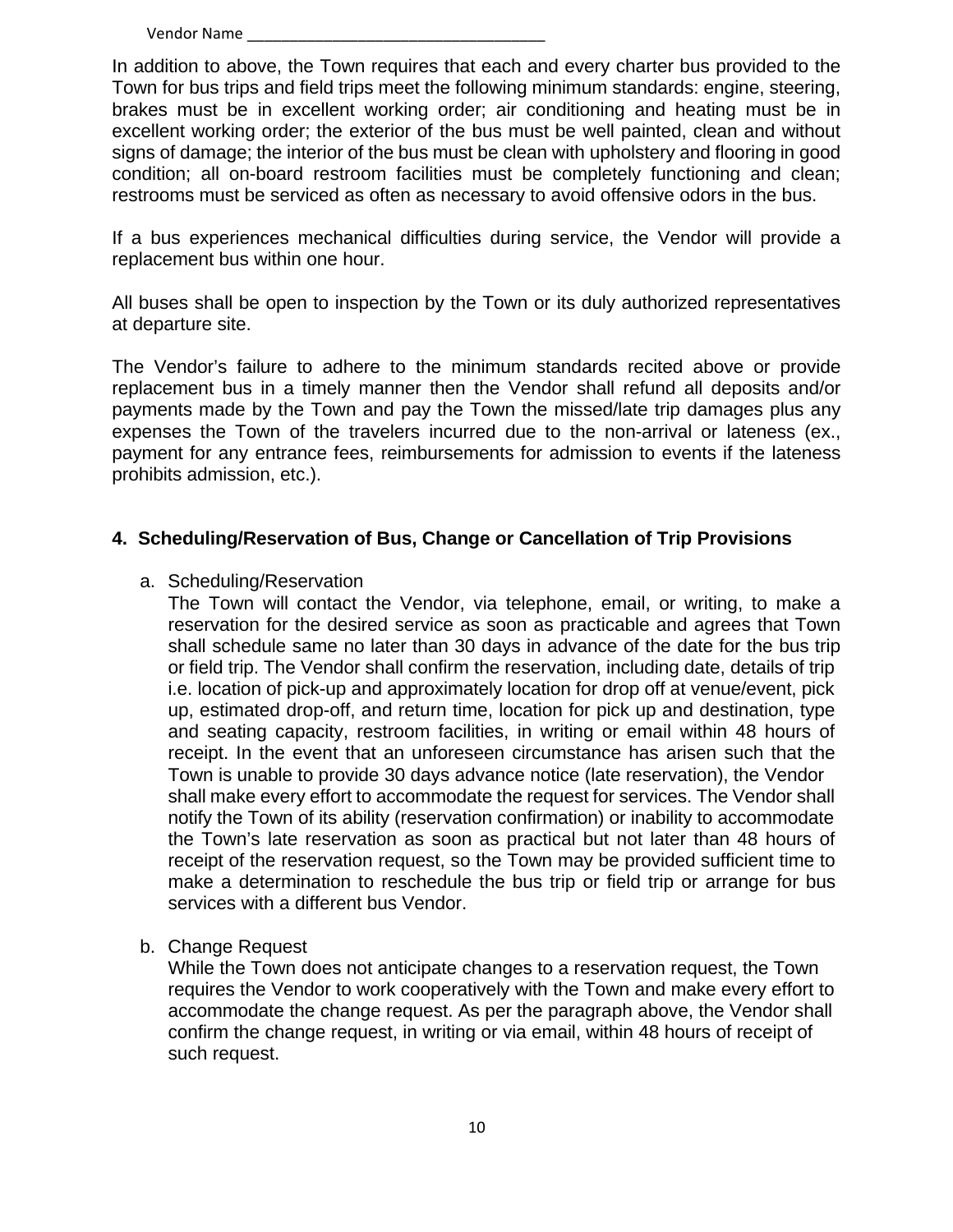Vendor Name ___________________________________

In addition to above, the Town requires that each and every charter bus provided to the Town for bus trips and field trips meet the following minimum standards: engine, steering, brakes must be in excellent working order; air conditioning and heating must be in excellent working order; the exterior of the bus must be well painted, clean and without signs of damage; the interior of the bus must be clean with upholstery and flooring in good condition; all on-board restroom facilities must be completely functioning and clean; restrooms must be serviced as often as necessary to avoid offensive odors in the bus.

If a bus experiences mechanical difficulties during service, the Vendor will provide a replacement bus within one hour.

All buses shall be open to inspection by the Town or its duly authorized representatives at departure site.

The Vendor's failure to adhere to the minimum standards recited above or provide replacement bus in a timely manner then the Vendor shall refund all deposits and/or payments made by the Town and pay the Town the missed/late trip damages plus any expenses the Town of the travelers incurred due to the non-arrival or lateness (ex., payment for any entrance fees, reimbursements for admission to events if the lateness prohibits admission, etc.).

## 4. Scheduling/Reservation of Bus, Change or Cancellation of Trip Provisions

a. Scheduling/Reservation
   The Town will contact the Vendor, via telephone, email, or writing, to make a reservation for the desired service as soon as practicable and agrees that Town shall schedule same no later than 30 days in advance of the date for the bus trip or field trip. The Vendor shall confirm the reservation, including date, details of trip i.e. location of pick-up and approximately location for drop off at venue/event, pick up, estimated drop-off, and return time, location for pick up and destination, type and seating capacity, restroom facilities, in writing or email within 48 hours of receipt. In the event that an unforeseen circumstance has arisen such that the Town is unable to provide 30 days advance notice (late reservation), the Vendor shall make every effort to accommodate the request for services. The Vendor shall notify the Town of its ability (reservation confirmation) or inability to accommodate the Town's late reservation as soon as practical but not later than 48 hours of receipt of the reservation request, so the Town may be provided sufficient time to make a determination to reschedule the bus trip or field trip or arrange for bus services with a different bus Vendor.

b. Change Request
   While the Town does not anticipate changes to a reservation request, the Town requires the Vendor to work cooperatively with the Town and make every effort to accommodate the change request. As per the paragraph above, the Vendor shall confirm the change request, in writing or via email, within 48 hours of receipt of such request.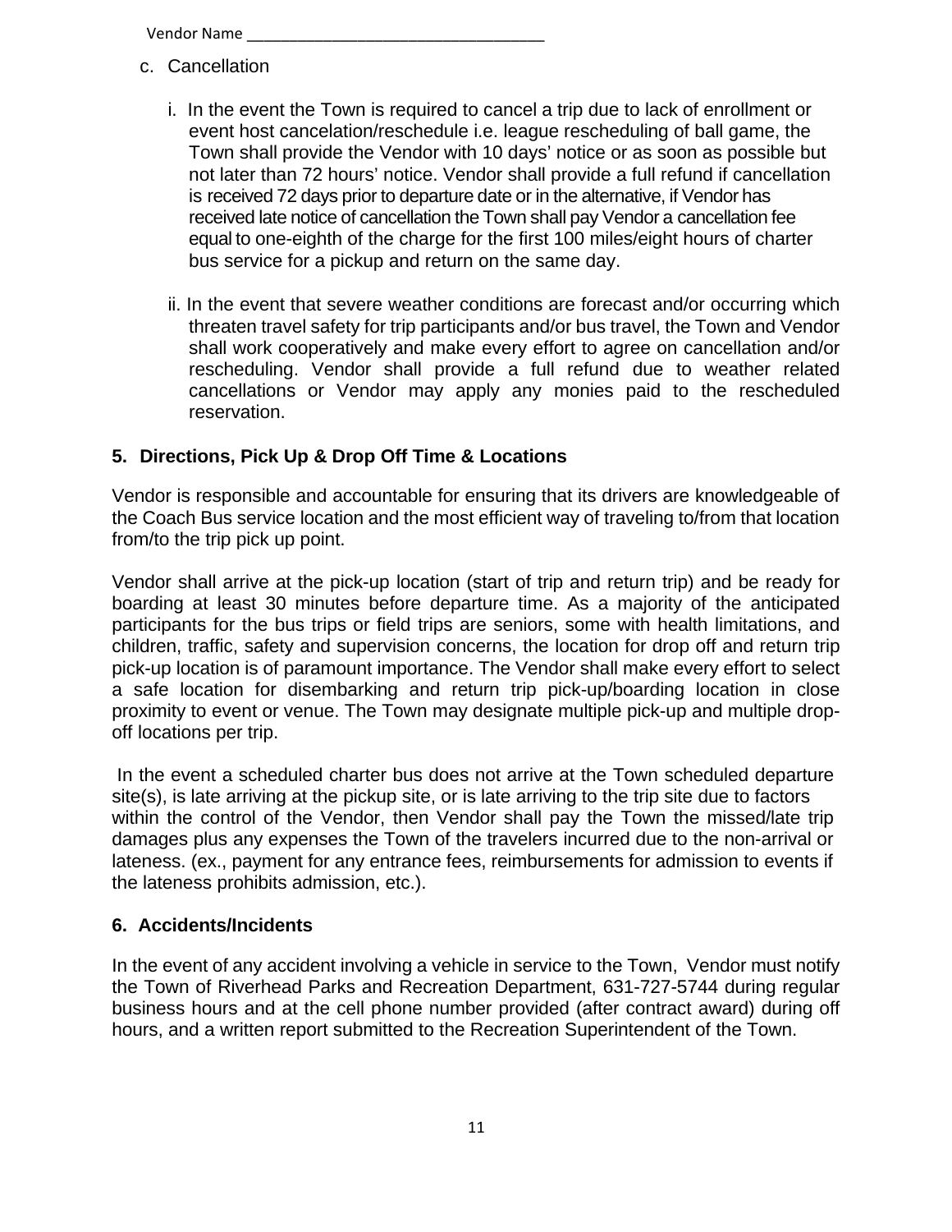c. Cancellation

   i. In the event the Town is required to cancel a trip due to lack of enrollment or event host cancelation/reschedule i.e. league rescheduling of ball game, the Town shall provide the Vendor with 10 days' notice or as soon as possible but not later than 72 hours' notice. Vendor shall provide a full refund if cancellation is received 72 days prior to departure date or in the alternative, if Vendor has received late notice of cancellation the Town shall pay Vendor a cancellation fee equal to one-eighth of the charge for the first 100 miles/eight hours of charter bus service for a pickup and return on the same day.

   ii. In the event that severe weather conditions are forecast and/or occurring which threaten travel safety for trip participants and/or bus travel, the Town and Vendor shall work cooperatively and make every effort to agree on cancellation and/or rescheduling. Vendor shall provide a full refund due to weather related cancellations or Vendor may apply any monies paid to the rescheduled reservation.

## 5. Directions, Pick Up & Drop Off Time & Locations

Vendor is responsible and accountable for ensuring that its drivers are knowledgeable of the Coach Bus service location and the most efficient way of traveling to/from that location from/to the trip pick up point.

Vendor shall arrive at the pick-up location (start of trip and return trip) and be ready for boarding at least 30 minutes before departure time. As a majority of the anticipated participants for the bus trips or field trips are seniors, some with health limitations, and children, traffic, safety and supervision concerns, the location for drop off and return trip pick-up location is of paramount importance. The Vendor shall make every effort to select a safe location for disembarking and return trip pick-up/boarding location in close proximity to event or venue. The Town may designate multiple pick-up and multiple drop-off locations per trip.

In the event a scheduled charter bus does not arrive at the Town scheduled departure site(s), is late arriving at the pickup site, or is late arriving to the trip site due to factors within the control of the Vendor, then Vendor shall pay the Town the missed/late trip damages plus any expenses the Town of the travelers incurred due to the non-arrival or lateness. (ex., payment for any entrance fees, reimbursements for admission to events if the lateness prohibits admission, etc.).

## 6. Accidents/Incidents

In the event of any accident involving a vehicle in service to the Town, Vendor must notify the Town of Riverhead Parks and Recreation Department, 631-727-5744 during regular business hours and at the cell phone number provided (after contract award) during off hours, and a written report submitted to the Recreation Superintendent of the Town.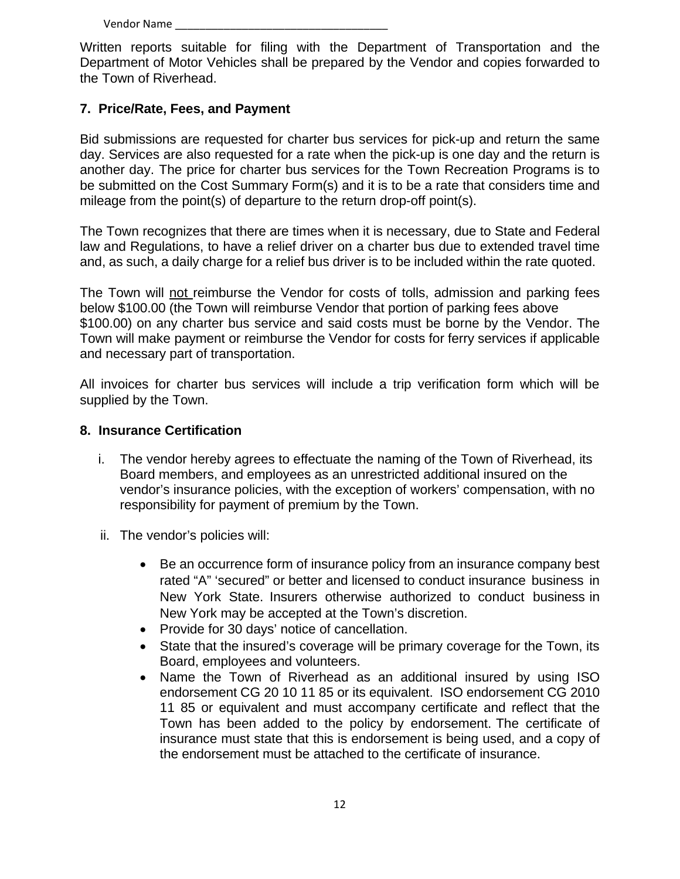Vendor Name ___________________________________

Written reports suitable for filing with the Department of Transportation and the Department of Motor Vehicles shall be prepared by the Vendor and copies forwarded to the Town of Riverhead.

## 7. Price/Rate, Fees, and Payment

Bid submissions are requested for charter bus services for pick-up and return the same day. Services are also requested for a rate when the pick-up is one day and the return is another day. The price for charter bus services for the Town Recreation Programs is to be submitted on the Cost Summary Form(s) and it is to be a rate that considers time and mileage from the point(s) of departure to the return drop-off point(s).

The Town recognizes that there are times when it is necessary, due to State and Federal law and Regulations, to have a relief driver on a charter bus due to extended travel time and, as such, a daily charge for a relief bus driver is to be included within the rate quoted.

The Town will <u>not</u> reimburse the Vendor for costs of tolls, admission and parking fees below $100.00 (the Town will reimburse Vendor that portion of parking fees above $100.00) on any charter bus service and said costs must be borne by the Vendor. The Town will make payment or reimburse the Vendor for costs for ferry services if applicable and necessary part of transportation.

All invoices for charter bus services will include a trip verification form which will be supplied by the Town.

## 8. Insurance Certification

i. The vendor hereby agrees to effectuate the naming of the Town of Riverhead, its Board members, and employees as an unrestricted additional insured on the vendor's insurance policies, with the exception of workers' compensation, with no responsibility for payment of premium by the Town.

ii. The vendor's policies will:

- Be an occurrence form of insurance policy from an insurance company best rated "A" 'secured" or better and licensed to conduct insurance business in New York State. Insurers otherwise authorized to conduct business in New York may be accepted at the Town's discretion.
- Provide for 30 days' notice of cancellation.
- State that the insured's coverage will be primary coverage for the Town, its Board, employees and volunteers.
- Name the Town of Riverhead as an additional insured by using ISO endorsement CG 20 10 11 85 or its equivalent. ISO endorsement CG 2010 11 85 or equivalent and must accompany certificate and reflect that the Town has been added to the policy by endorsement. The certificate of insurance must state that this is endorsement is being used, and a copy of the endorsement must be attached to the certificate of insurance.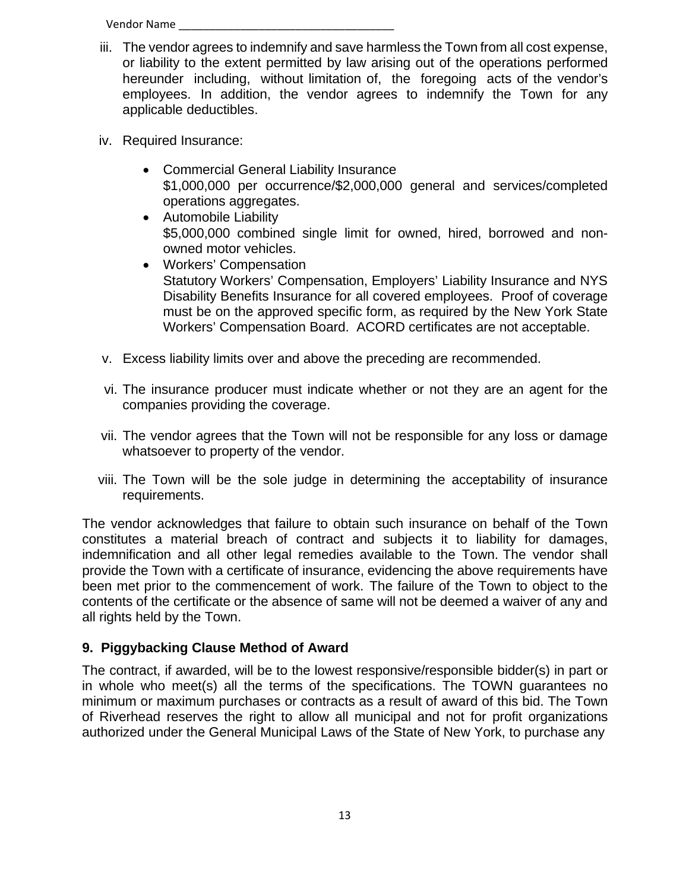Vendor Name ___________________________________

iii. The vendor agrees to indemnify and save harmless the Town from all cost expense, or liability to the extent permitted by law arising out of the operations performed hereunder including, without limitation of, the foregoing acts of the vendor's employees. In addition, the vendor agrees to indemnify the Town for any applicable deductibles.

iv. Required Insurance:

- Commercial General Liability Insurance
  $1,000,000 per occurrence/$2,000,000 general and services/completed operations aggregates.
- Automobile Liability
  $5,000,000 combined single limit for owned, hired, borrowed and non-owned motor vehicles.
- Workers' Compensation
  Statutory Workers' Compensation, Employers' Liability Insurance and NYS Disability Benefits Insurance for all covered employees. Proof of coverage must be on the approved specific form, as required by the New York State Workers' Compensation Board. ACORD certificates are not acceptable.

v. Excess liability limits over and above the preceding are recommended.

vi. The insurance producer must indicate whether or not they are an agent for the companies providing the coverage.

vii. The vendor agrees that the Town will not be responsible for any loss or damage whatsoever to property of the vendor.

viii. The Town will be the sole judge in determining the acceptability of insurance requirements.

The vendor acknowledges that failure to obtain such insurance on behalf of the Town constitutes a material breach of contract and subjects it to liability for damages, indemnification and all other legal remedies available to the Town. The vendor shall provide the Town with a certificate of insurance, evidencing the above requirements have been met prior to the commencement of work. The failure of the Town to object to the contents of the certificate or the absence of same will not be deemed a waiver of any and all rights held by the Town.

### 9. Piggybacking Clause Method of Award

The contract, if awarded, will be to the lowest responsive/responsible bidder(s) in part or in whole who meet(s) all the terms of the specifications. The TOWN guarantees no minimum or maximum purchases or contracts as a result of award of this bid. The Town of Riverhead reserves the right to allow all municipal and not for profit organizations authorized under the General Municipal Laws of the State of New York, to purchase any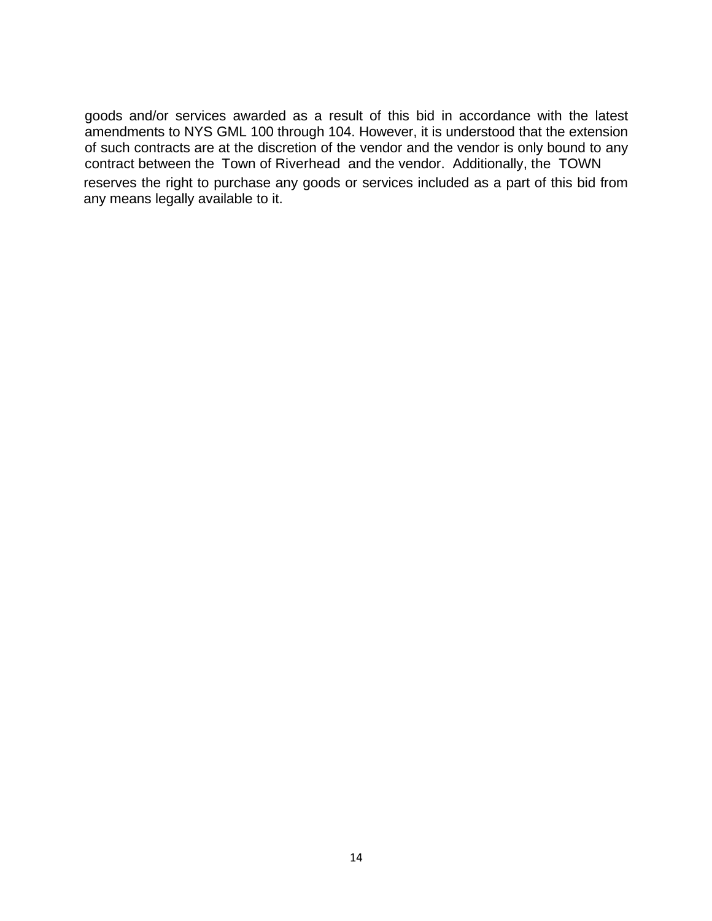goods and/or services awarded as a result of this bid in accordance with the latest amendments to NYS GML 100 through 104. However, it is understood that the extension of such contracts are at the discretion of the vendor and the vendor is only bound to any contract between the Town of Riverhead and the vendor. Additionally, the TOWN reserves the right to purchase any goods or services included as a part of this bid from any means legally available to it.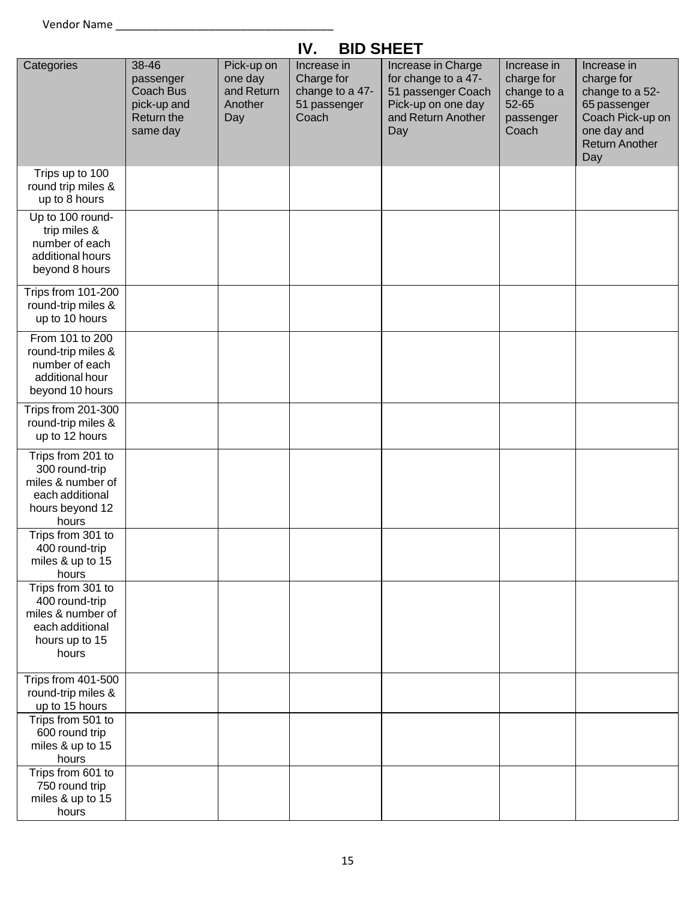Vendor Name ___________________________________

# IV. BID SHEET

| Categories | 38-46 passenger Coach Bus pick-up and Return the same day | Pick-up on one day and Return Another Day | Increase in Charge for change to a 47-51 passenger Coach | Increase in Charge for change to a 47-51 passenger Coach Pick-up on one day and Return Another Day | Increase in charge for change to a 52-65 passenger Coach | Increase in charge for change to a 52-65 passenger Coach Pick-up on one day and Return Another Day |
|---|---|---|---|---|---|---|
| Trips up to 100 round trip miles & up to 8 hours | | | | | | |
| Up to 100 round-trip miles & number of each additional hours beyond 8 hours | | | | | | |
| Trips from 101-200 round-trip miles & up to 10 hours | | | | | | |
| From 101 to 200 round-trip miles & number of each additional hour beyond 10 hours | | | | | | |
| Trips from 201-300 round-trip miles & up to 12 hours | | | | | | |
| Trips from 201 to 300 round-trip miles & number of each additional hours beyond 12 hours | | | | | | |
| Trips from 301 to 400 round-trip miles & up to 15 hours | | | | | | |
| Trips from 301 to 400 round-trip miles & number of each additional hours up to 15 hours | | | | | | |
| Trips from 401-500 round-trip miles & up to 15 hours | | | | | | |
| Trips from 501 to 600 round trip miles & up to 15 hours | | | | | | |
| Trips from 601 to 750 round trip miles & up to 15 hours | | | | | | |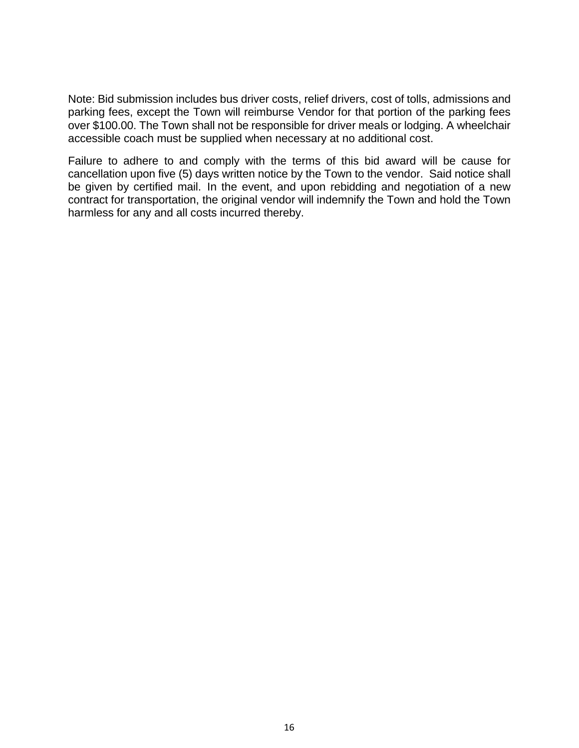Note: Bid submission includes bus driver costs, relief drivers, cost of tolls, admissions and parking fees, except the Town will reimburse Vendor for that portion of the parking fees over $100.00. The Town shall not be responsible for driver meals or lodging. A wheelchair accessible coach must be supplied when necessary at no additional cost.

Failure to adhere to and comply with the terms of this bid award will be cause for cancellation upon five (5) days written notice by the Town to the vendor. Said notice shall be given by certified mail. In the event, and upon rebidding and negotiation of a new contract for transportation, the original vendor will indemnify the Town and hold the Town harmless for any and all costs incurred thereby.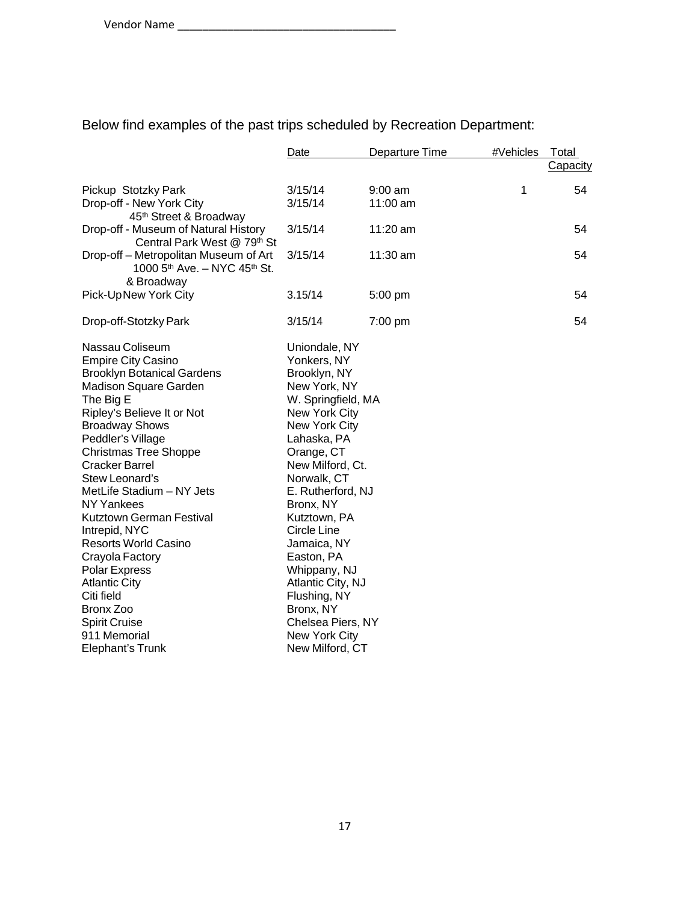Vendor Name ___________________________________

Below find examples of the past trips scheduled by Recreation Department:

| | Date | Departure Time | #Vehicles | Total Capacity |
|---|---|---|---|---|
| Pickup Stotzky Park | 3/15/14 | 9:00 am | 1 | 54 |
| Drop-off - New York City 45th Street & Broadway | 3/15/14 | 11:00 am | | |
| Drop-off - Museum of Natural History Central Park West @ 79th St | 3/15/14 | 11:20 am | | 54 |
| Drop-off – Metropolitan Museum of Art 1000 5th Ave. – NYC 45th St. & Broadway | 3/15/14 | 11:30 am | | 54 |
| Pick-Up New York City | 3.15/14 | 5:00 pm | | 54 |
| Drop-off-Stotzky Park | 3/15/14 | 7:00 pm | | 54 |

| | |
|---|---|
| Nassau Coliseum | Uniondale, NY |
| Empire City Casino | Yonkers, NY |
| Brooklyn Botanical Gardens | Brooklyn, NY |
| Madison Square Garden | New York, NY |
| The Big E | W. Springfield, MA |
| Ripley's Believe It or Not | New York City |
| Broadway Shows | New York City |
| Peddler's Village | Lahaska, PA |
| Christmas Tree Shoppe | Orange, CT |
| Cracker Barrel | New Milford, Ct. |
| Stew Leonard's | Norwalk, CT |
| MetLife Stadium – NY Jets | E. Rutherford, NJ |
| NY Yankees | Bronx, NY |
| Kutztown German Festival | Kutztown, PA |
| Intrepid, NYC | Circle Line |
| Resorts World Casino | Jamaica, NY |
| Crayola Factory | Easton, PA |
| Polar Express | Whippany, NJ |
| Atlantic City | Atlantic City, NJ |
| Citi field | Flushing, NY |
| Bronx Zoo | Bronx, NY |
| Spirit Cruise | Chelsea Piers, NY |
| 911 Memorial | New York City |
| Elephant's Trunk | New Milford, CT |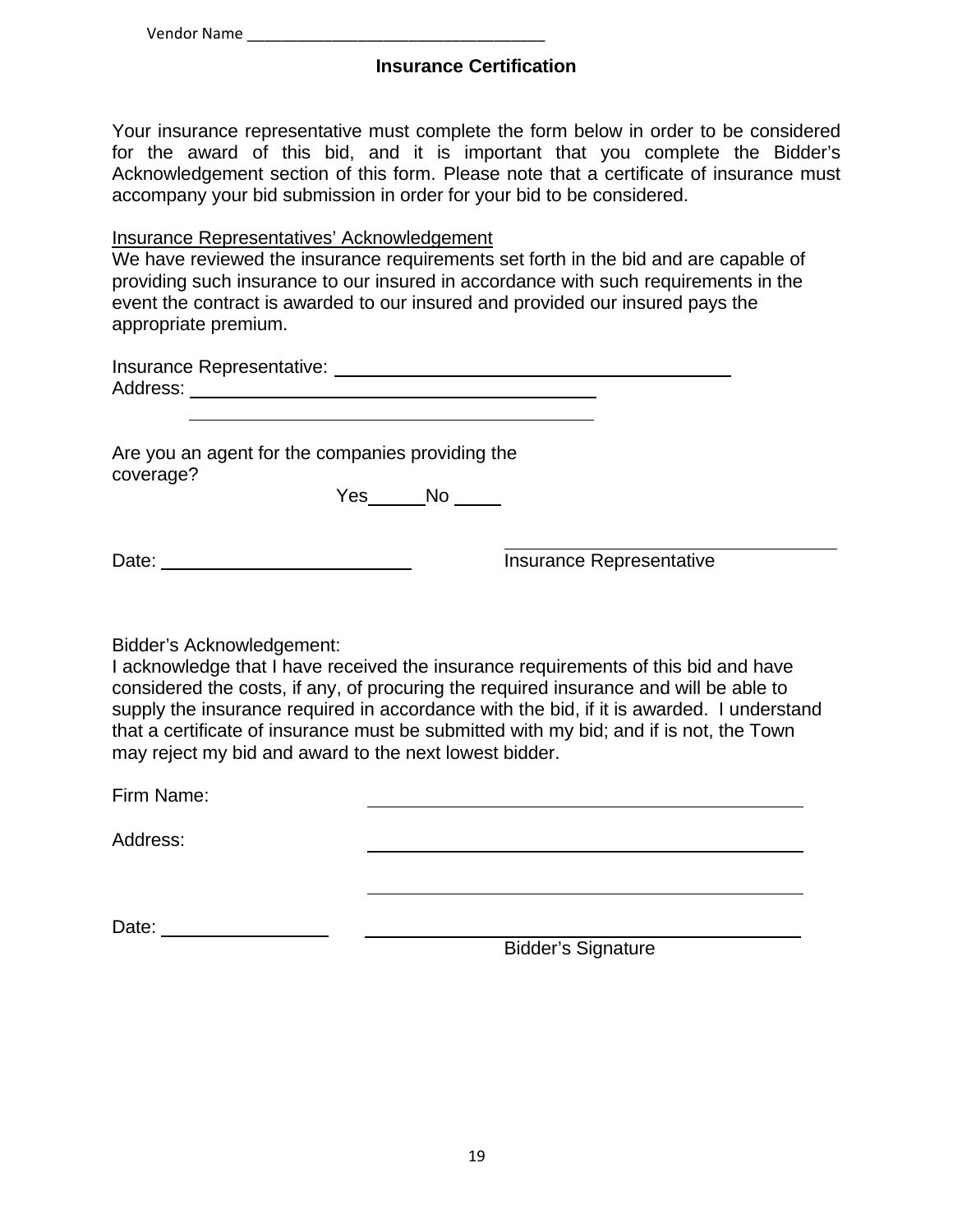Vendor Name ___________________________________

# Insurance Certification

Your insurance representative must complete the form below in order to be considered for the award of this bid, and it is important that you complete the Bidder's Acknowledgement section of this form. Please note that a certificate of insurance must accompany your bid submission in order for your bid to be considered.

Insurance Representatives' Acknowledgement

We have reviewed the insurance requirements set forth in the bid and are capable of providing such insurance to our insured in accordance with such requirements in the event the contract is awarded to our insured and provided our insured pays the appropriate premium.

Insurance Representative: ______________________________________

Address: ______________________________________

______________________________________

Are you an agent for the companies providing the coverage?

Yes______ No _____

Date: __________________________

__________________________
Insurance Representative

Bidder's Acknowledgement:

I acknowledge that I have received the insurance requirements of this bid and have considered the costs, if any, of procuring the required insurance and will be able to supply the insurance required in accordance with the bid, if it is awarded. I understand that a certificate of insurance must be submitted with my bid; and if is not, the Town may reject my bid and award to the next lowest bidder.

Firm Name: ______________________________________

Address: ______________________________________

______________________________________

Date: _________________

______________________________________
Bidder's Signature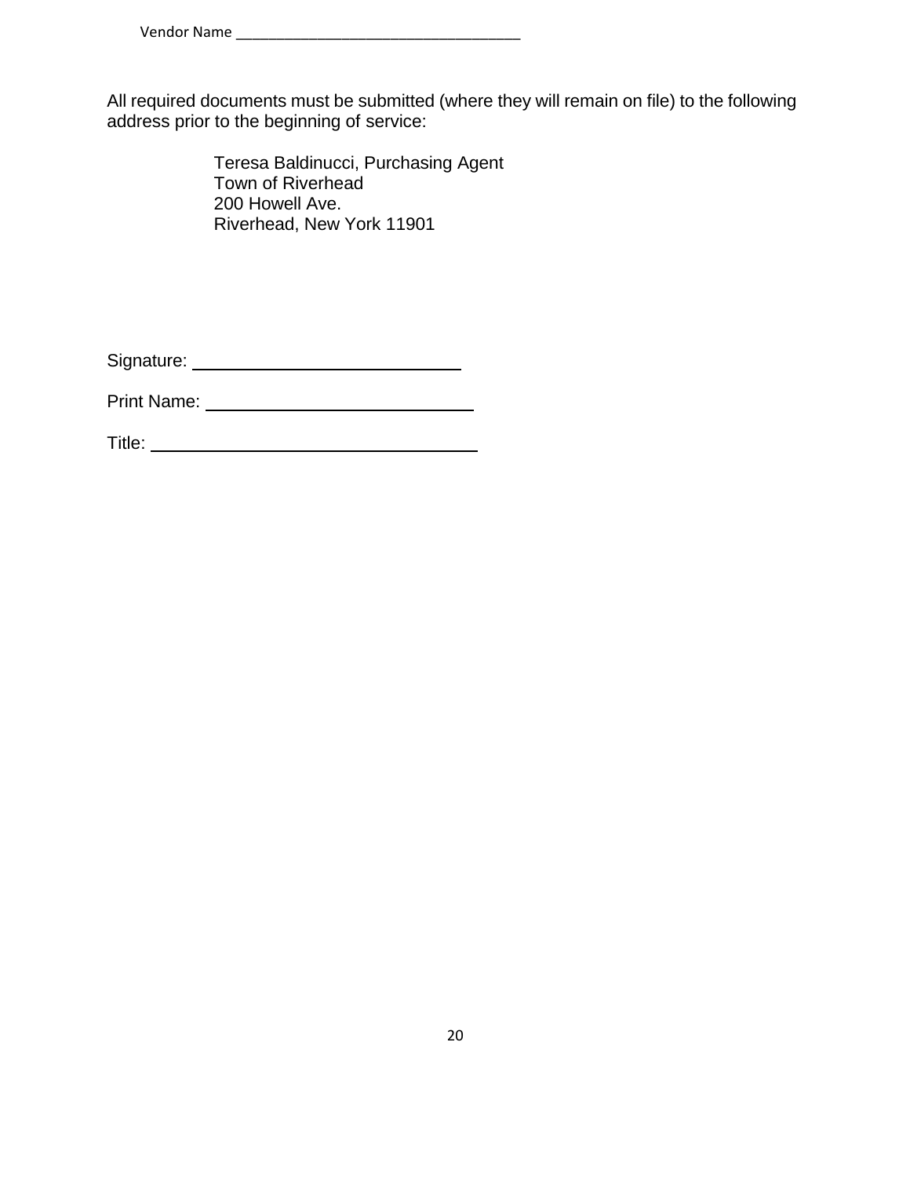Vendor Name ___________________________________

All required documents must be submitted (where they will remain on file) to the following address prior to the beginning of service:

Teresa Baldinucci, Purchasing Agent
Town of Riverhead
200 Howell Ave.
Riverhead, New York 11901

Signature: ___________________________

Print Name: ___________________________

Title: ________________________________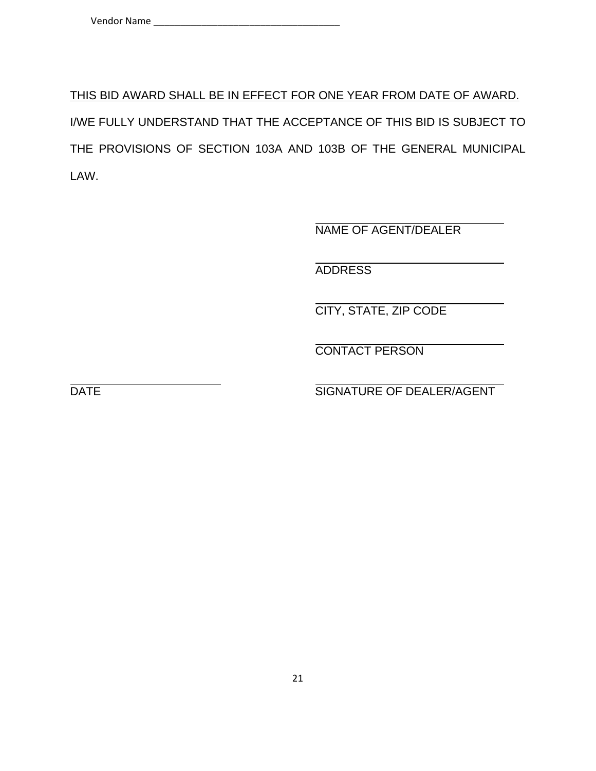Vendor Name ___________________________________

<u>THIS BID AWARD SHALL BE IN EFFECT FOR ONE YEAR FROM DATE OF AWARD.</u>

I/WE FULLY UNDERSTAND THAT THE ACCEPTANCE OF THIS BID IS SUBJECT TO THE PROVISIONS OF SECTION 103A AND 103B OF THE GENERAL MUNICIPAL LAW.

______________________________
NAME OF AGENT/DEALER

______________________________
ADDRESS

______________________________
CITY, STATE, ZIP CODE

______________________________
CONTACT PERSON

______________________________
DATE

______________________________
SIGNATURE OF DEALER/AGENT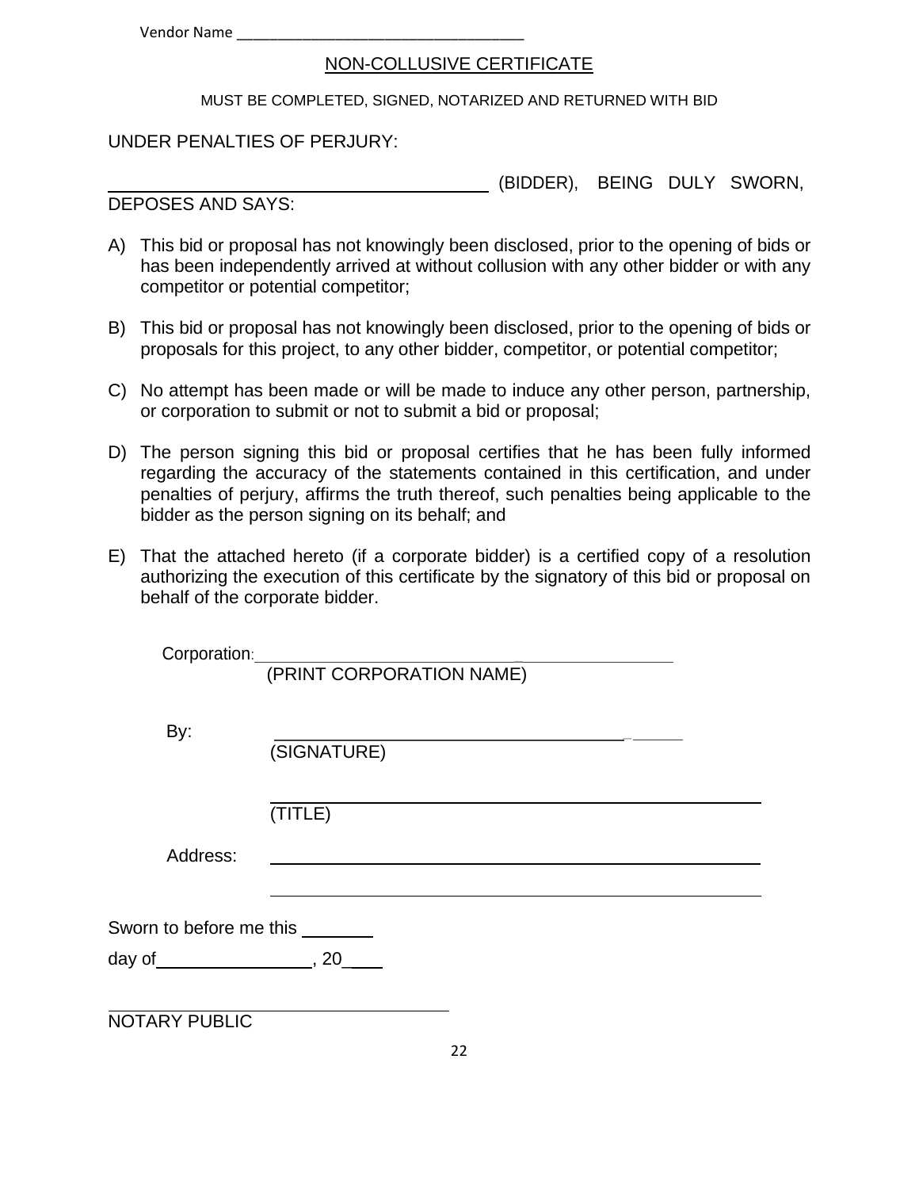Vendor Name ___________________________________

# NON-COLLUSIVE CERTIFICATE

MUST BE COMPLETED, SIGNED, NOTARIZED AND RETURNED WITH BID

UNDER PENALTIES OF PERJURY:

________________________________________ (BIDDER), BEING DULY SWORN, DEPOSES AND SAYS:

A) This bid or proposal has not knowingly been disclosed, prior to the opening of bids or has been independently arrived at without collusion with any other bidder or with any competitor or potential competitor;

B) This bid or proposal has not knowingly been disclosed, prior to the opening of bids or proposals for this project, to any other bidder, competitor, or potential competitor;

C) No attempt has been made or will be made to induce any other person, partnership, or corporation to submit or not to submit a bid or proposal;

D) The person signing this bid or proposal certifies that he has been fully informed regarding the accuracy of the statements contained in this certification, and under penalties of perjury, affirms the truth thereof, such penalties being applicable to the bidder as the person signing on its behalf; and

E) That the attached hereto (if a corporate bidder) is a certified copy of a resolution authorizing the execution of this certificate by the signatory of this bid or proposal on behalf of the corporate bidder.

Corporation: ____________________________________________
(PRINT CORPORATION NAME)

By: ____________________________________________
(SIGNATURE)

____________________________________________
(TITLE)

Address: ____________________________________________

____________________________________________

Sworn to before me this _______

day of _______________, 20___

____________________________________
NOTARY PUBLIC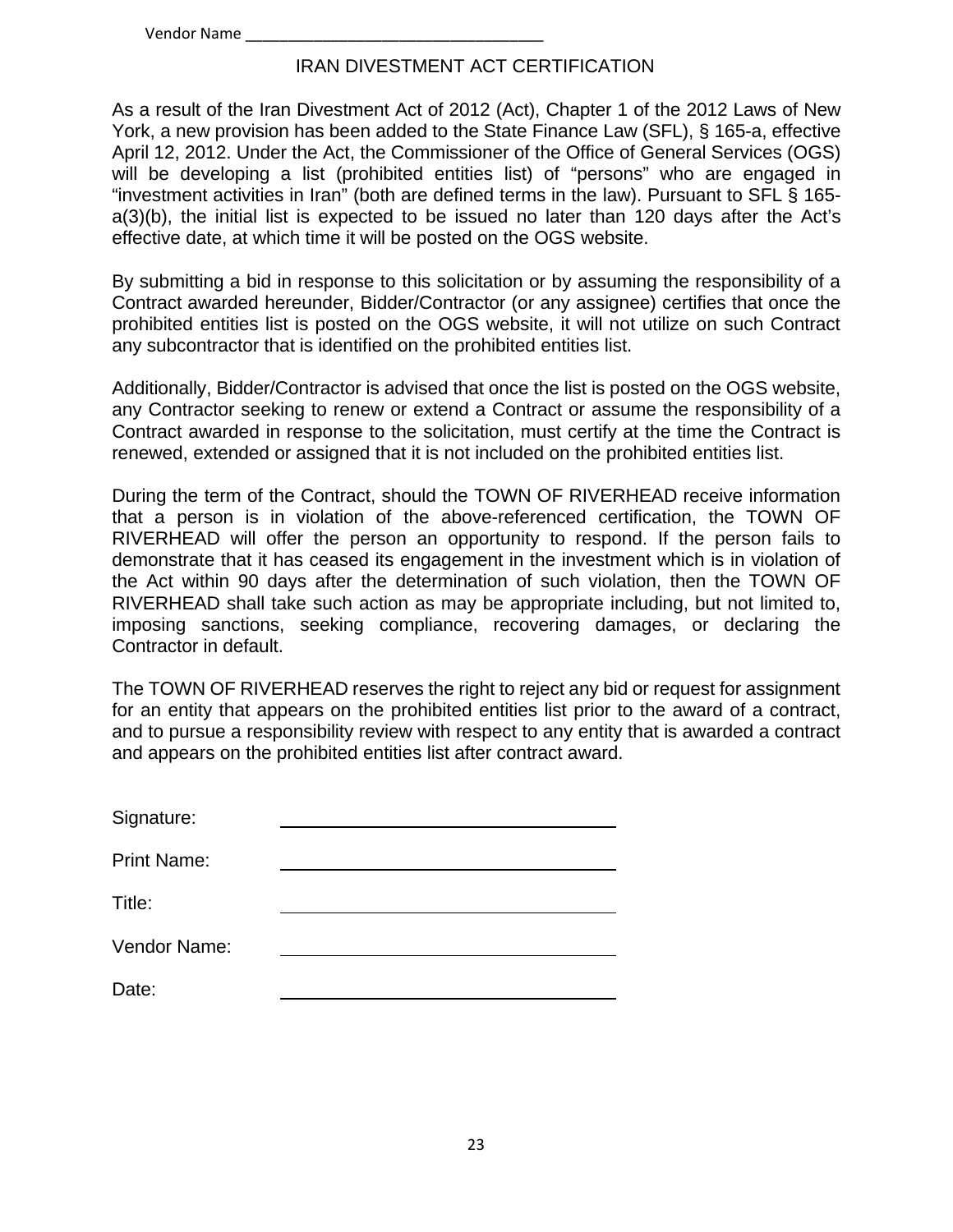Vendor Name ___________________________________

# IRAN DIVESTMENT ACT CERTIFICATION

As a result of the Iran Divestment Act of 2012 (Act), Chapter 1 of the 2012 Laws of New York, a new provision has been added to the State Finance Law (SFL), § 165-a, effective April 12, 2012. Under the Act, the Commissioner of the Office of General Services (OGS) will be developing a list (prohibited entities list) of "persons" who are engaged in "investment activities in Iran" (both are defined terms in the law). Pursuant to SFL § 165-a(3)(b), the initial list is expected to be issued no later than 120 days after the Act's effective date, at which time it will be posted on the OGS website.

By submitting a bid in response to this solicitation or by assuming the responsibility of a Contract awarded hereunder, Bidder/Contractor (or any assignee) certifies that once the prohibited entities list is posted on the OGS website, it will not utilize on such Contract any subcontractor that is identified on the prohibited entities list.

Additionally, Bidder/Contractor is advised that once the list is posted on the OGS website, any Contractor seeking to renew or extend a Contract or assume the responsibility of a Contract awarded in response to the solicitation, must certify at the time the Contract is renewed, extended or assigned that it is not included on the prohibited entities list.

During the term of the Contract, should the TOWN OF RIVERHEAD receive information that a person is in violation of the above-referenced certification, the TOWN OF RIVERHEAD will offer the person an opportunity to respond. If the person fails to demonstrate that it has ceased its engagement in the investment which is in violation of the Act within 90 days after the determination of such violation, then the TOWN OF RIVERHEAD shall take such action as may be appropriate including, but not limited to, imposing sanctions, seeking compliance, recovering damages, or declaring the Contractor in default.

The TOWN OF RIVERHEAD reserves the right to reject any bid or request for assignment for an entity that appears on the prohibited entities list prior to the award of a contract, and to pursue a responsibility review with respect to any entity that is awarded a contract and appears on the prohibited entities list after contract award.

Signature: ___________________________________

Print Name: ___________________________________

Title: ___________________________________

Vendor Name: ___________________________________

Date: ___________________________________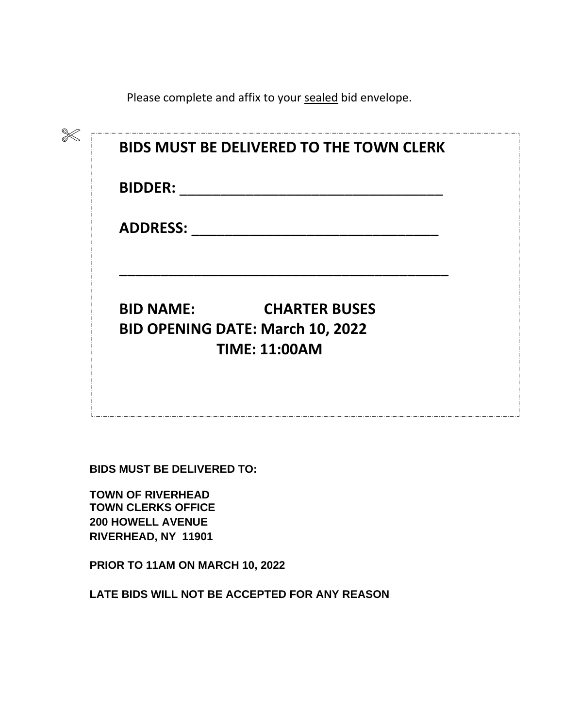Please complete and affix to your <u>sealed</u> bid envelope.

✂

**BIDS MUST BE DELIVERED TO THE TOWN CLERK**

**BIDDER: ___________________________________**

**ADDRESS: ________________________________**

**____________________________________________**

**BID NAME: CHARTER BUSES**
**BID OPENING DATE: March 10, 2022**
**TIME: 11:00AM**

**BIDS MUST BE DELIVERED TO:**

**TOWN OF RIVERHEAD**
**TOWN CLERKS OFFICE**
**200 HOWELL AVENUE**
**RIVERHEAD, NY 11901**

**PRIOR TO 11AM ON MARCH 10, 2022**

**LATE BIDS WILL NOT BE ACCEPTED FOR ANY REASON**